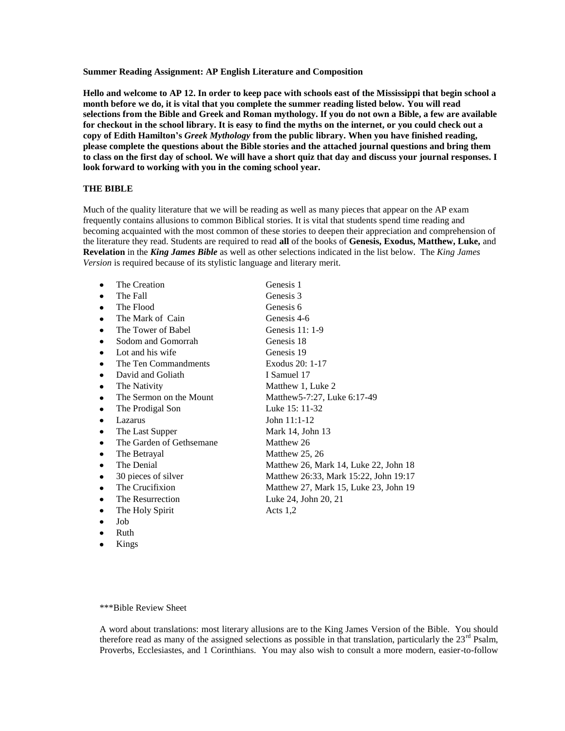**Summary Reading Assignment: AP English Literature and Composition**

**Hello and welcome to AP 12. In order to keep pace with schools east of the Mississippi that begin school a month before we do, it is vital that you complete the summer reading listed below. You will read selections from the Bible and Greek and Roman mythology. If you do not own a Bible, a few are available for checkout in the school library. It is easy to find the myths on the internet, or you could check out a copy of Edith Hamilton's *Greek Mythology* from the public library. When you have finished reading, please complete the questions about the Bible stories and the attached journal questions and bring them to class on the first day of school. We will have a short quiz that day and discuss your journal responses. I look forward to working with you in the coming school year.**

**THE BIBLE**

Much of the quality literature that we will be reading as well as many pieces that appear on the AP exam frequently contains allusions to common Biblical stories. It is vital that students spend time reading and becoming acquainted with the most common of these stories to deepen their appreciation and comprehension of the literature they read. Students are required to read **all** of the books of **Genesis, Exodus, Matthew, Luke,** and **Revelation** in the ***King James Bible*** as well as other selections indicated in the list below. The *King James Version* is required because of its stylistic language and literary merit.

| | |
|---|---|
| • The Creation | Genesis 1 |
| • The Fall | Genesis 3 |
| • The Flood | Genesis 6 |
| • The Mark of Cain | Genesis 4-6 |
| • The Tower of Babel | Genesis 11: 1-9 |
| • Sodom and Gomorrah | Genesis 18 |
| • Lot and his wife | Genesis 19 |
| • The Ten Commandments | Exodus 20: 1-17 |
| • David and Goliath | I Samuel 17 |
| • The Nativity | Matthew 1, Luke 2 |
| • The Sermon on the Mount | Matthew5-7:27, Luke 6:17-49 |
| • The Prodigal Son | Luke 15: 11-32 |
| • Lazarus | John 11:1-12 |
| • The Last Supper | Mark 14, John 13 |
| • The Garden of Gethsemane | Matthew 26 |
| • The Betrayal | Matthew 25, 26 |
| • The Denial | Matthew 26, Mark 14, Luke 22, John 18 |
| • 30 pieces of silver | Matthew 26:33, Mark 15:22, John 19:17 |
| • The Crucifixion | Matthew 27, Mark 15, Luke 23, John 19 |
| • The Resurrection | Luke 24, John 20, 21 |
| • The Holy Spirit | Acts 1,2 |
| • Job | |
| • Ruth | |
| • Kings | |

***Bible Review Sheet

A word about translations: most literary allusions are to the King James Version of the Bible. You should therefore read as many of the assigned selections as possible in that translation, particularly the 23rd Psalm, Proverbs, Ecclesiastes, and 1 Corinthians. You may also wish to consult a more modern, easier-to-follow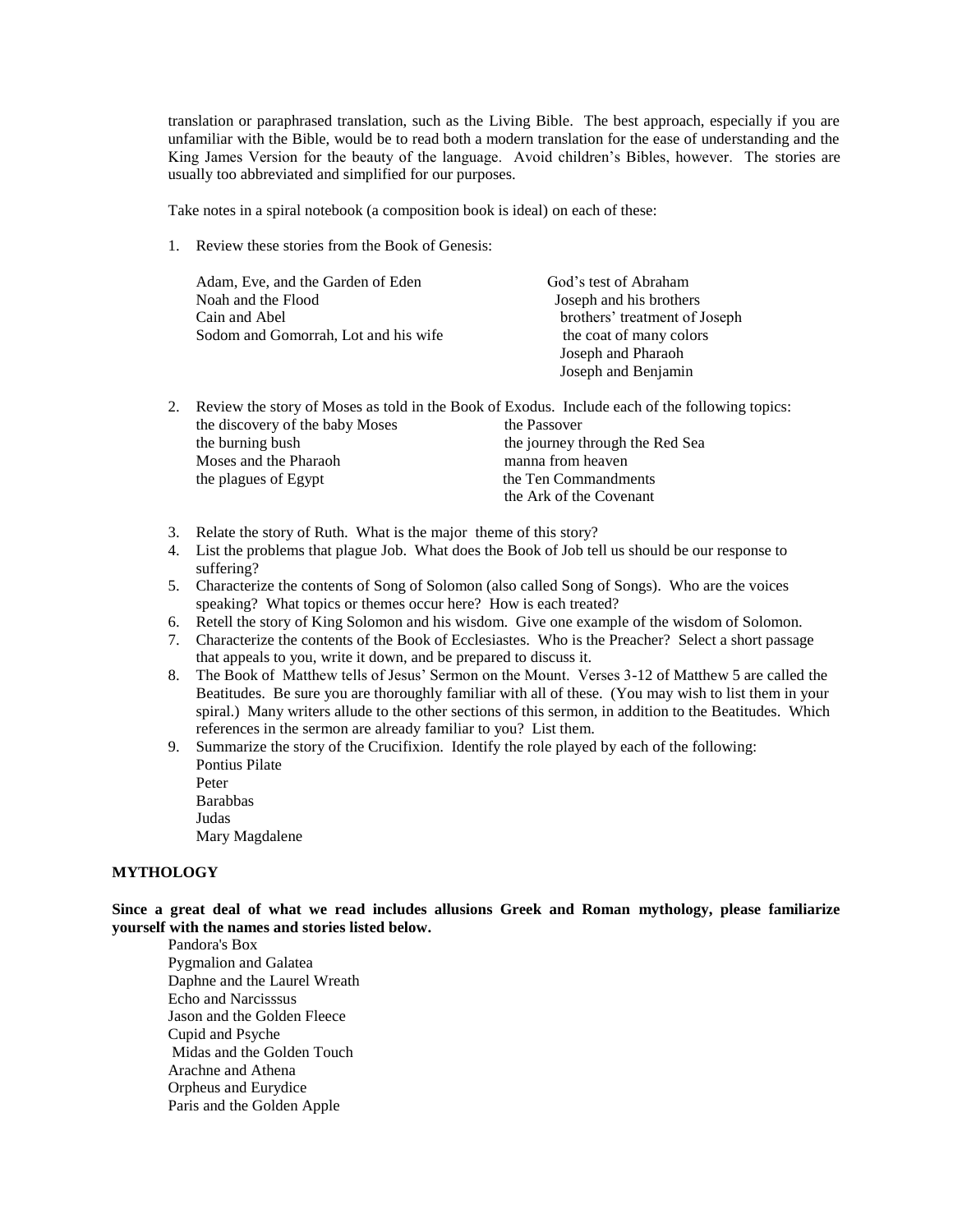translation or paraphrased translation, such as the Living Bible. The best approach, especially if you are unfamiliar with the Bible, would be to read both a modern translation for the ease of understanding and the King James Version for the beauty of the language. Avoid children's Bibles, however. The stories are usually too abbreviated and simplified for our purposes.

Take notes in a spiral notebook (a composition book is ideal) on each of these:

1. Review these stories from the Book of Genesis:

   Adam, Eve, and the Garden of Eden
   Noah and the Flood
   Cain and Abel
   Sodom and Gomorrah, Lot and his wife
   God's test of Abraham
   Joseph and his brothers
   brothers' treatment of Joseph
   the coat of many colors
   Joseph and Pharaoh
   Joseph and Benjamin

2. Review the story of Moses as told in the Book of Exodus. Include each of the following topics:
   the discovery of the baby Moses
   the burning bush
   Moses and the Pharaoh
   the plagues of Egypt
   the Passover
   the journey through the Red Sea
   manna from heaven
   the Ten Commandments
   the Ark of the Covenant

3. Relate the story of Ruth. What is the major theme of this story?
4. List the problems that plague Job. What does the Book of Job tell us should be our response to suffering?
5. Characterize the contents of Song of Solomon (also called Song of Songs). Who are the voices speaking? What topics or themes occur here? How is each treated?
6. Retell the story of King Solomon and his wisdom. Give one example of the wisdom of Solomon.
7. Characterize the contents of the Book of Ecclesiastes. Who is the Preacher? Select a short passage that appeals to you, write it down, and be prepared to discuss it.
8. The Book of Matthew tells of Jesus' Sermon on the Mount. Verses 3-12 of Matthew 5 are called the Beatitudes. Be sure you are thoroughly familiar with all of these. (You may wish to list them in your spiral.) Many writers allude to the other sections of this sermon, in addition to the Beatitudes. Which references in the sermon are already familiar to you? List them.
9. Summarize the story of the Crucifixion. Identify the role played by each of the following:
   Pontius Pilate
   Peter
   Barabbas
   Judas
   Mary Magdalene

**MYTHOLOGY**

**Since a great deal of what we read includes allusions Greek and Roman mythology, please familiarize yourself with the names and stories listed below.**

Pandora's Box
Pygmalion and Galatea
Daphne and the Laurel Wreath
Echo and Narcisssus
Jason and the Golden Fleece
Cupid and Psyche
Midas and the Golden Touch
Arachne and Athena
Orpheus and Eurydice
Paris and the Golden Apple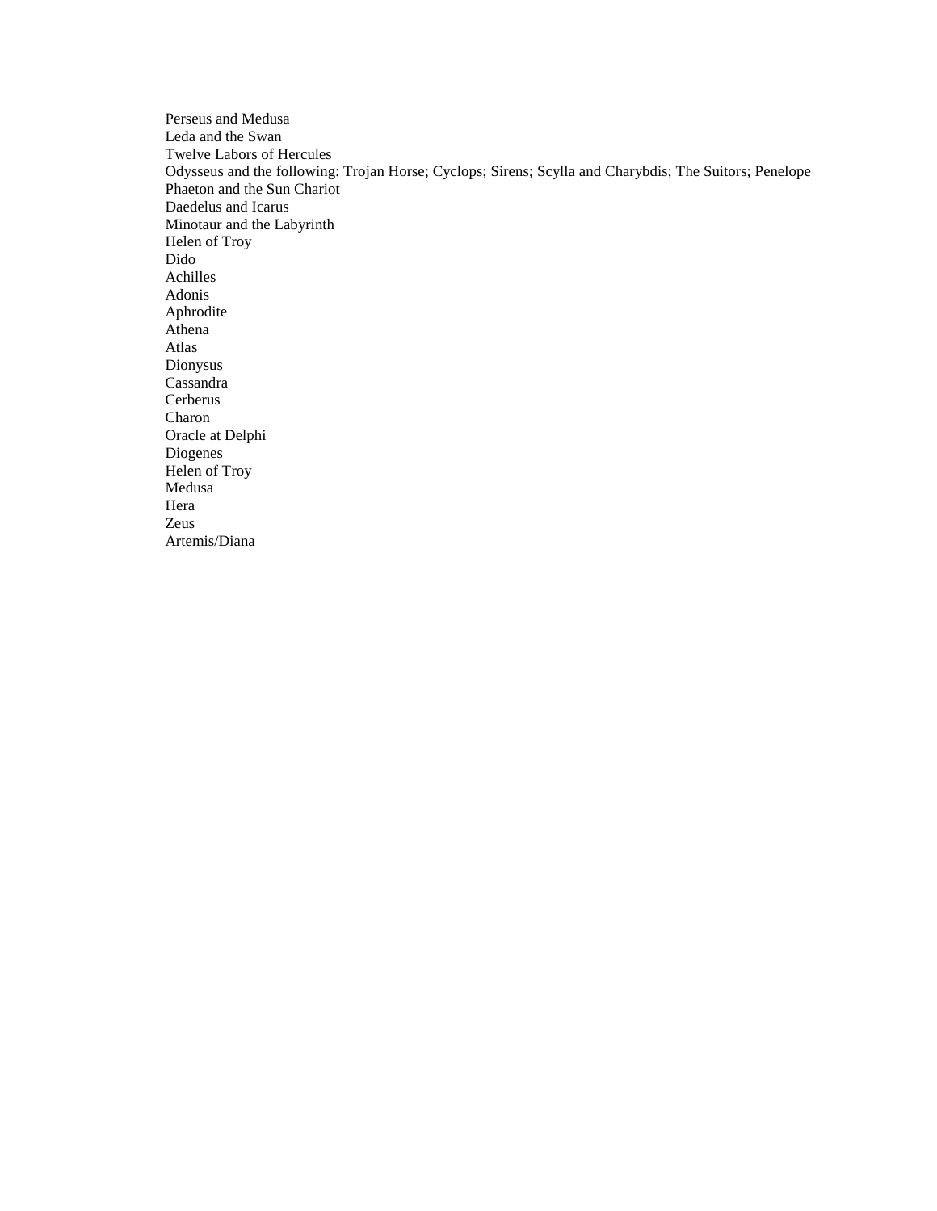Perseus and Medusa
Leda and the Swan
Twelve Labors of Hercules
Odysseus and the following: Trojan Horse; Cyclops; Sirens; Scylla and Charybdis; The Suitors; Penelope
Phaeton and the Sun Chariot
Daedelus and Icarus
Minotaur and the Labyrinth
Helen of Troy
Dido
Achilles
Adonis
Aphrodite
Athena
Atlas
Dionysus
Cassandra
Cerberus
Charon
Oracle at Delphi
Diogenes
Helen of Troy
Medusa
Hera
Zeus
Artemis/Diana